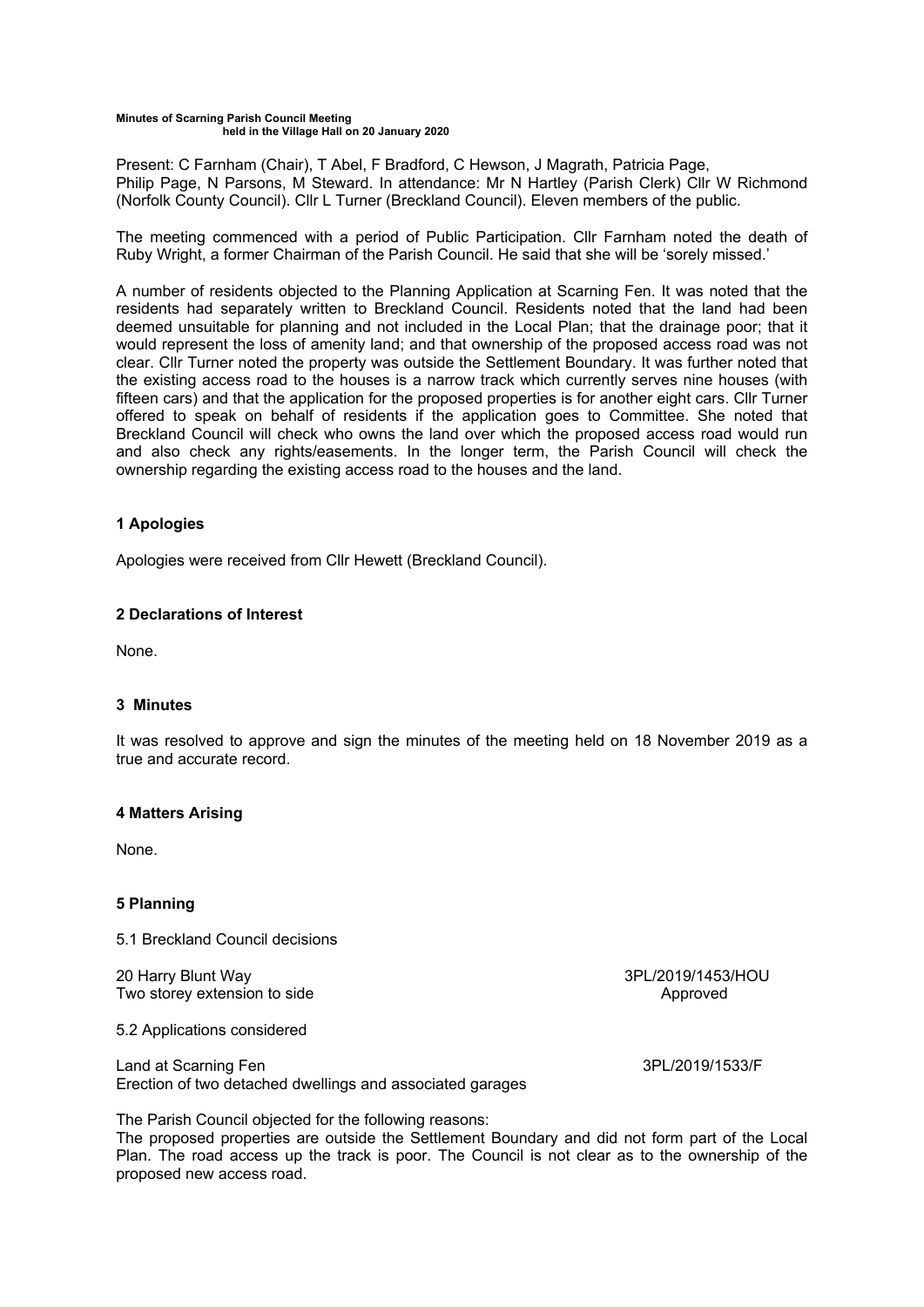**Minues of Scarning Parish Council Meeting**
**held in the Village Hall on 20 January 2020**

Present: C Farnham (Chair), T Abel, F Bradford, C Hewson, J Magrath, Patricia Page, Philip Page, N Parsons, M Steward. In attendance: Mr N Hartley (Parish Clerk) Cllr W Richmond (Norfolk County Council). Cllr L Turner (Breckland Council). Eleven members of the public.

The meeting commenced with a period of Public Participation. Cllr Farnham noted the death of Ruby Wright, a former Chairman of the Parish Council. He said that she will be 'sorely missed.'

A number of residents objected to the Planning Application at Scarning Fen. It was noted that the residents had separately written to Breckland Council. Residents noted that the land had been deemed unsuitable for planning and not included in the Local Plan; that the drainage poor; that it would represent the loss of amenity land; and that ownership of the proposed access road was not clear. Cllr Turner noted the property was outside the Settlement Boundary. It was further noted that the existing access road to the houses is a narrow track which currently serves nine houses (with fifteen cars) and that the application for the proposed properties is for another eight cars. Cllr Turner offered to speak on behalf of residents if the application goes to Committee. She noted that Breckland Council will check who owns the land over which the proposed access road would run and also check any rights/easements. In the longer term, the Parish Council will check the ownership regarding the existing access road to the houses and the land.

## 1 Apologies

Apologies were received from Cllr Hewett (Breckland Council).

## 2 Declarations of Interest

None.

## 3 Minutes

It was resolved to approve and sign the minutes of the meeting held on 18 November 2019 as a true and accurate record.

## 4 Matters Arising

None.

## 5 Planning

5.1 Breckland Council decisions

20 Harry Blunt Way — 3PL/2019/1453/HOU
Two storey extension to side — Approved

5.2 Applications considered

Land at Scarning Fen — 3PL/2019/1533/F
Erection of two detached dwellings and associated garages

The Parish Council objected for the following reasons:
The proposed properties are outside the Settlement Boundary and did not form part of the Local Plan. The road access up the track is poor. The Council is not clear as to the ownership of the proposed new access road.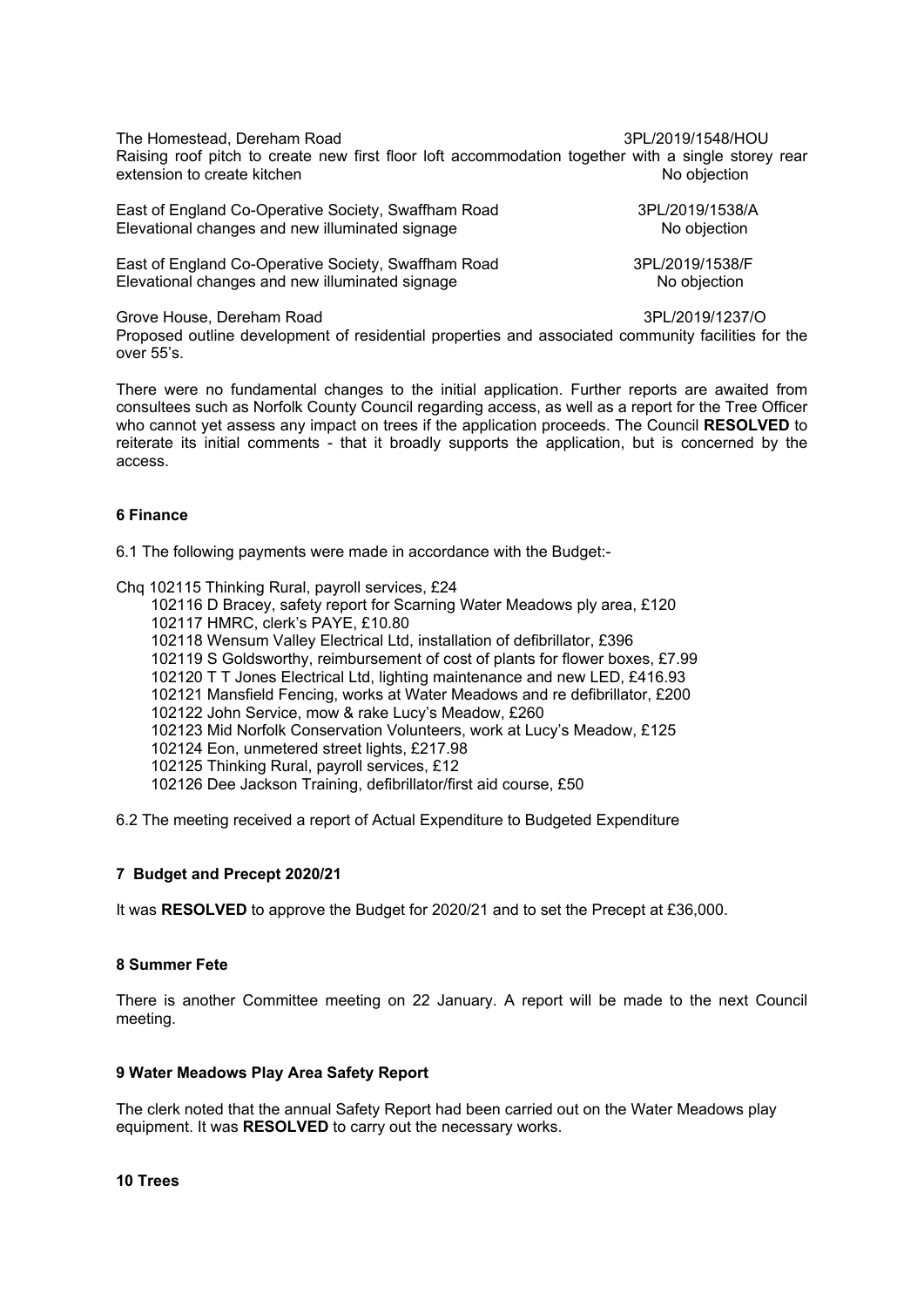The Homestead, Dereham Road 3PL/2019/1548/HOU
Raising roof pitch to create new first floor loft accommodation together with a single storey rear extension to create kitchen No objection

East of England Co-Operative Society, Swaffham Road 3PL/2019/1538/A
Elevational changes and new illuminated signage No objection

East of England Co-Operative Society, Swaffham Road 3PL/2019/1538/F
Elevational changes and new illuminated signage No objection

Grove House, Dereham Road 3PL/2019/1237/O
Proposed outline development of residential properties and associated community facilities for the over 55's.

There were no fundamental changes to the initial application. Further reports are awaited from consultees such as Norfolk County Council regarding access, as well as a report for the Tree Officer who cannot yet assess any impact on trees if the application proceeds. The Council **RESOLVED** to reiterate its initial comments - that it broadly supports the application, but is concerned by the access.

**6 Finance**

6.1 The following payments were made in accordance with the Budget:-

Chq 102115 Thinking Rural, payroll services, £24
102116 D Bracey, safety report for Scarning Water Meadows ply area, £120
102117 HMRC, clerk's PAYE, £10.80
102118 Wensum Valley Electrical Ltd, installation of defibrillator, £396
102119 S Goldsworthy, reimbursement of cost of plants for flower boxes, £7.99
102120 T T Jones Electrical Ltd, lighting maintenance and new LED, £416.93
102121 Mansfield Fencing, works at Water Meadows and re defibrillator, £200
102122 John Service, mow & rake Lucy's Meadow, £260
102123 Mid Norfolk Conservation Volunteers, work at Lucy's Meadow, £125
102124 Eon, unmetered street lights, £217.98
102125 Thinking Rural, payroll services, £12
102126 Dee Jackson Training, defibrillator/first aid course, £50

6.2 The meeting received a report of Actual Expenditure to Budgeted Expenditure

**7 Budget and Precept 2020/21**

It was **RESOLVED** to approve the Budget for 2020/21 and to set the Precept at £36,000.

**8 Summer Fete**

There is another Committee meeting on 22 January. A report will be made to the next Council meeting.

**9 Water Meadows Play Area Safety Report**

The clerk noted that the annual Safety Report had been carried out on the Water Meadows play equipment. It was **RESOLVED** to carry out the necessary works.

**10 Trees**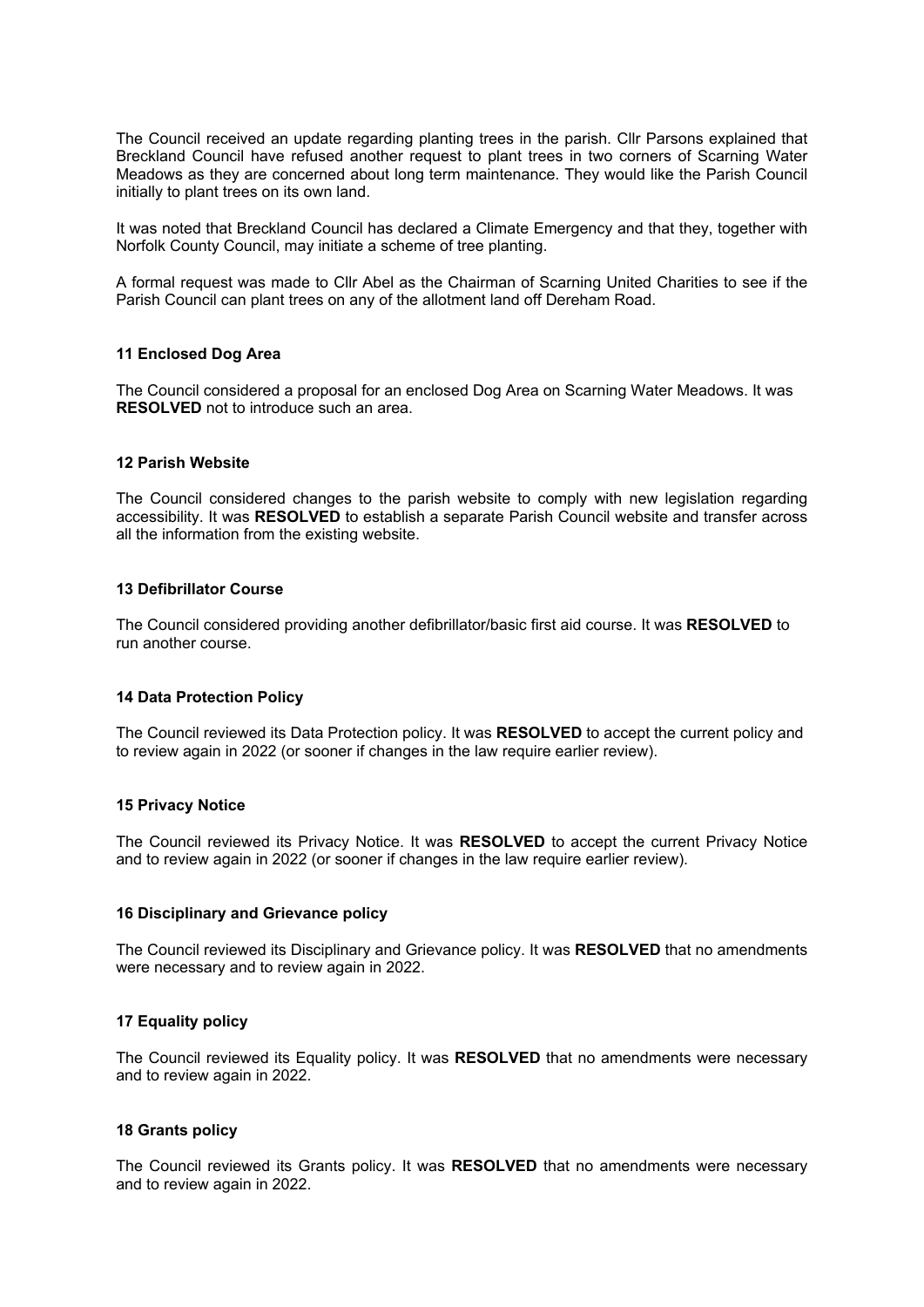The Council received an update regarding planting trees in the parish. Cllr Parsons explained that Breckland Council have refused another request to plant trees in two corners of Scarning Water Meadows as they are concerned about long term maintenance. They would like the Parish Council initially to plant trees on its own land.

It was noted that Breckland Council has declared a Climate Emergency and that they, together with Norfolk County Council, may initiate a scheme of tree planting.

A formal request was made to Cllr Abel as the Chairman of Scarning United Charities to see if the Parish Council can plant trees on any of the allotment land off Dereham Road.

**11 Enclosed Dog Area**

The Council considered a proposal for an enclosed Dog Area on Scarning Water Meadows. It was **RESOLVED** not to introduce such an area.

**12 Parish Website**

The Council considered changes to the parish website to comply with new legislation regarding accessibility. It was **RESOLVED** to establish a separate Parish Council website and transfer across all the information from the existing website.

**13 Defibrillator Course**

The Council considered providing another defibrillator/basic first aid course. It was **RESOLVED** to run another course.

**14 Data Protection Policy**

The Council reviewed its Data Protection policy. It was **RESOLVED** to accept the current policy and to review again in 2022 (or sooner if changes in the law require earlier review).

**15 Privacy Notice**

The Council reviewed its Privacy Notice. It was **RESOLVED** to accept the current Privacy Notice and to review again in 2022 (or sooner if changes in the law require earlier review).

**16 Disciplinary and Grievance policy**

The Council reviewed its Disciplinary and Grievance policy. It was **RESOLVED** that no amendments were necessary and to review again in 2022.

**17 Equality policy**

The Council reviewed its Equality policy. It was **RESOLVED** that no amendments were necessary and to review again in 2022.

**18 Grants policy**

The Council reviewed its Grants policy. It was **RESOLVED** that no amendments were necessary and to review again in 2022.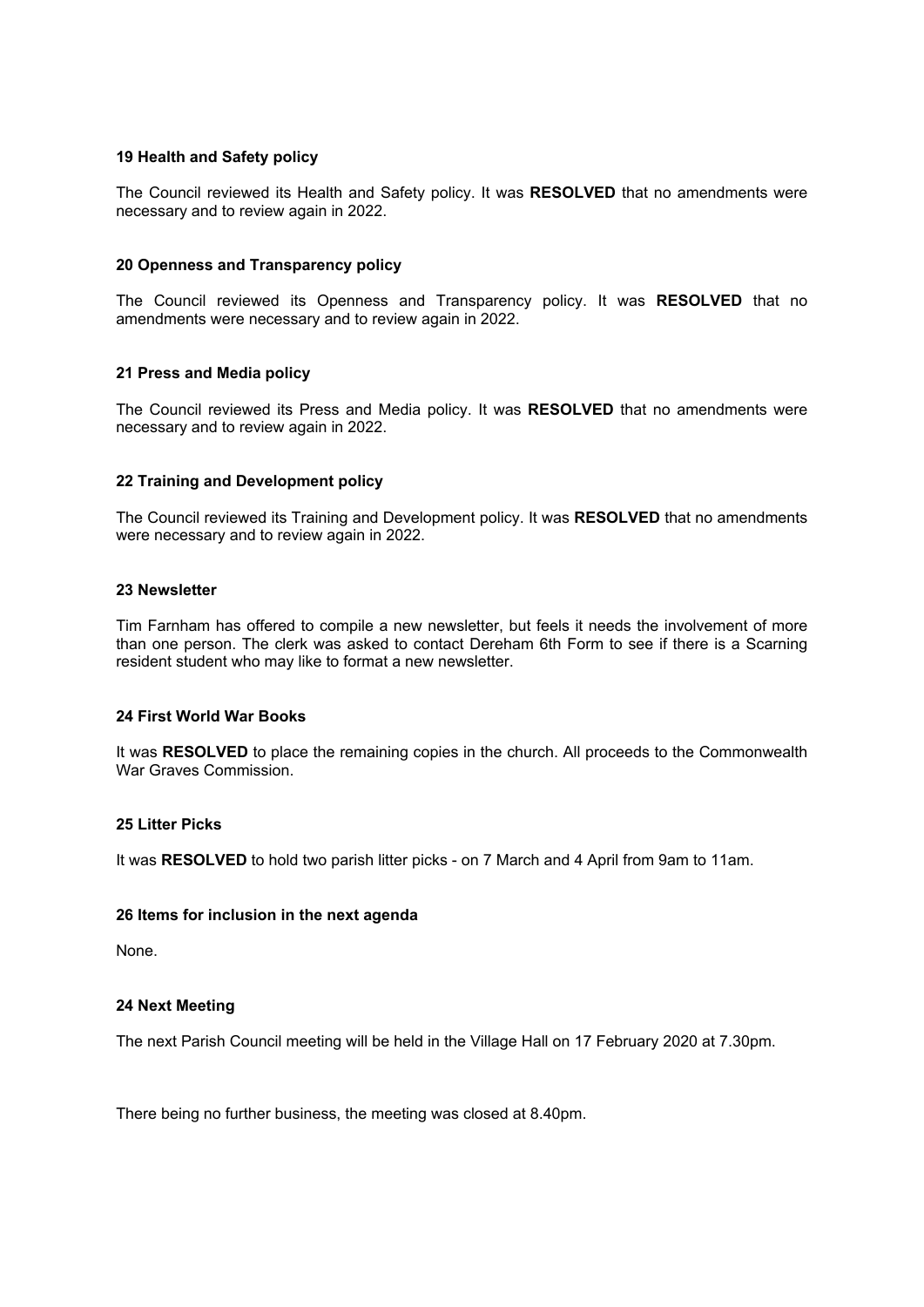### 19 Health and Safety policy

The Council reviewed its Health and Safety policy. It was **RESOLVED** that no amendments were necessary and to review again in 2022.

### 20 Openness and Transparency policy

The Council reviewed its Openness and Transparency policy. It was **RESOLVED** that no amendments were necessary and to review again in 2022.

### 21 Press and Media policy

The Council reviewed its Press and Media policy. It was **RESOLVED** that no amendments were necessary and to review again in 2022.

### 22 Training and Development policy

The Council reviewed its Training and Development policy. It was **RESOLVED** that no amendments were necessary and to review again in 2022.

### 23 Newsletter

Tim Farnham has offered to compile a new newsletter, but feels it needs the involvement of more than one person. The clerk was asked to contact Dereham 6th Form to see if there is a Scarning resident student who may like to format a new newsletter.

### 24 First World War Books

It was **RESOLVED** to place the remaining copies in the church. All proceeds to the Commonwealth War Graves Commission.

### 25 Litter Picks

It was **RESOLVED** to hold two parish litter picks - on 7 March and 4 April from 9am to 11am.

### 26 Items for inclusion in the next agenda

None.

### 24 Next Meeting

The next Parish Council meeting will be held in the Village Hall on 17 February 2020 at 7.30pm.

There being no further business, the meeting was closed at 8.40pm.